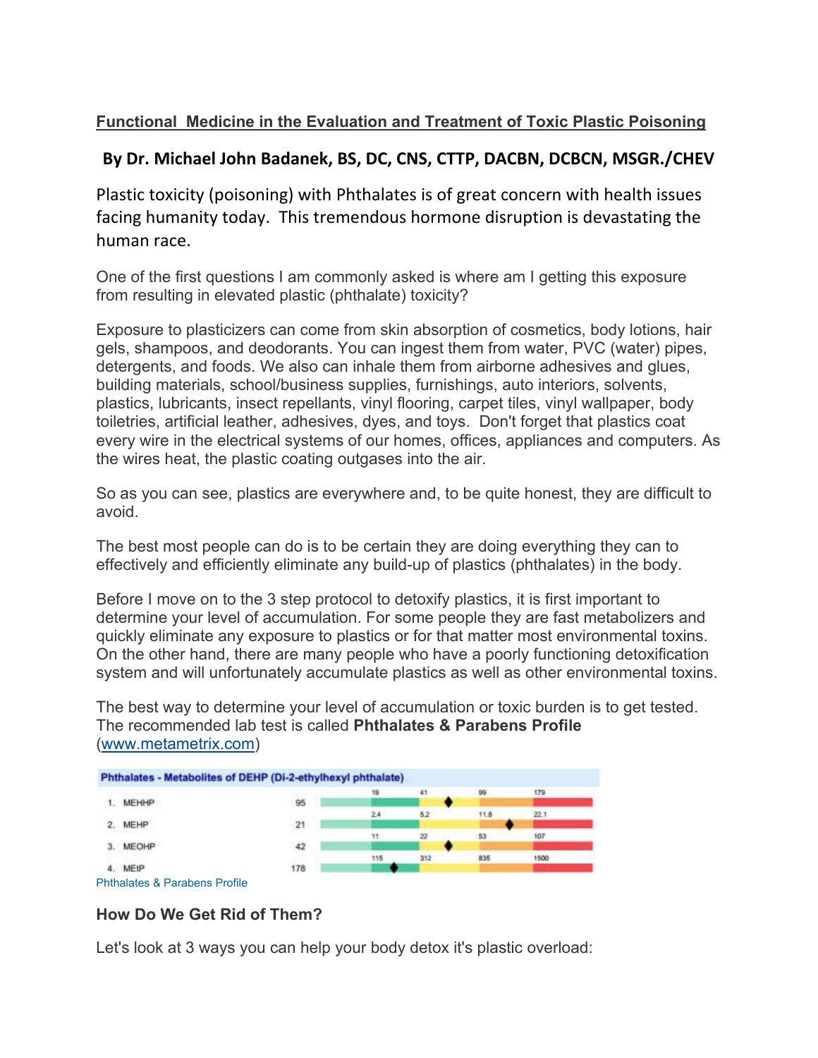**Functional  Medicine in the Evaluation and Treatment of Toxic Plastic Poisoning**

**By Dr. Michael John Badanek, BS, DC, CNS, CTTP, DACBN, DCBCN, MSGR./CHEV**

Plastic toxicity (poisoning) with Phthalates is of great concern with health issues facing humanity today.  This tremendous hormone disruption is devastating the human race.

One of the first questions I am commonly asked is where am I getting this exposure from resulting in elevated plastic (phthalate) toxicity?

Exposure to plasticizers can come from skin absorption of cosmetics, body lotions, hair gels, shampoos, and deodorants. You can ingest them from water, PVC (water) pipes, detergents, and foods. We also can inhale them from airborne adhesives and glues, building materials, school/business supplies, furnishings, auto interiors, solvents, plastics, lubricants, insect repellants, vinyl flooring, carpet tiles, vinyl wallpaper, body toiletries, artificial leather, adhesives, dyes, and toys.  Don't forget that plastics coat every wire in the electrical systems of our homes, offices, appliances and computers. As the wires heat, the plastic coating outgases into the air.

So as you can see, plastics are everywhere and, to be quite honest, they are difficult to avoid.

The best most people can do is to be certain they are doing everything they can to effectively and efficiently eliminate any build-up of plastics (phthalates) in the body.

Before I move on to the 3 step protocol to detoxify plastics, it is first important to determine your level of accumulation. For some people they are fast metabolizers and quickly eliminate any exposure to plastics or for that matter most environmental toxins. On the other hand, there are many people who have a poorly functioning detoxification system and will unfortunately accumulate plastics as well as other environmental toxins.

The best way to determine your level of accumulation or toxic burden is to get tested. The recommended lab test is called **Phthalates & Parabens Profile** (www.metametrix.com)

| Phthalates - Metabolites of DEHP (Di-2-ethylhexyl phthalate) | Result | | | | |
|---|---|---|---|---|---|
| 1. MEHHP | 95 | 19 | 41 | 99 | 179 |
| 2. MEHP | 21 | 2.4 | 5.2 | 11.8 | 22.1 |
| 3. MEOHP | 42 | 11 | 22 | 53 | 107 |
| 4. MEtP | 178 | 115 | 312 | 835 | 1500 |

Phthalates & Parabens Profile

**How Do We Get Rid of Them?**

Let's look at 3 ways you can help your body detox it's plastic overload: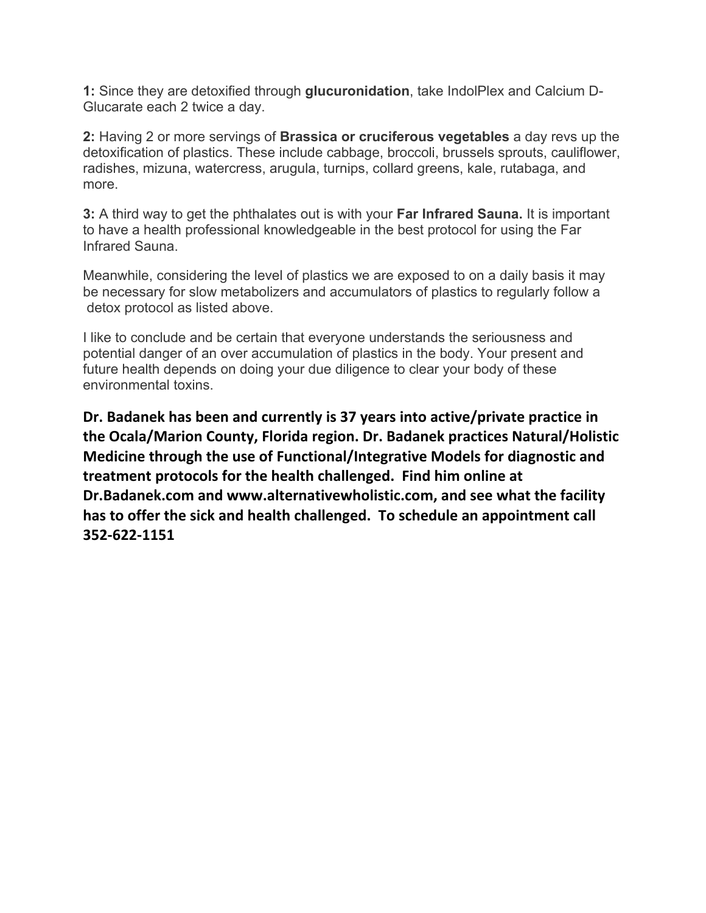**1:** Since they are detoxified through **glucuronidation**, take IndolPlex and Calcium D-Glucarate each 2 twice a day.

**2:** Having 2 or more servings of **Brassica or cruciferous vegetables** a day revs up the detoxification of plastics. These include cabbage, broccoli, brussels sprouts, cauliflower, radishes, mizuna, watercress, arugula, turnips, collard greens, kale, rutabaga, and more.

**3:** A third way to get the phthalates out is with your **Far Infrared Sauna.** It is important to have a health professional knowledgeable in the best protocol for using the Far Infrared Sauna.

Meanwhile, considering the level of plastics we are exposed to on a daily basis it may be necessary for slow metabolizers and accumulators of plastics to regularly follow a detox protocol as listed above.

I like to conclude and be certain that everyone understands the seriousness and potential danger of an over accumulation of plastics in the body. Your present and future health depends on doing your due diligence to clear your body of these environmental toxins.

**Dr. Badanek has been and currently is 37 years into active/private practice in the Ocala/Marion County, Florida region. Dr. Badanek practices Natural/Holistic Medicine through the use of Functional/Integrative Models for diagnostic and treatment protocols for the health challenged. Find him online at Dr.Badanek.com and www.alternativewholistic.com, and see what the facility has to offer the sick and health challenged. To schedule an appointment call 352-622-1151**